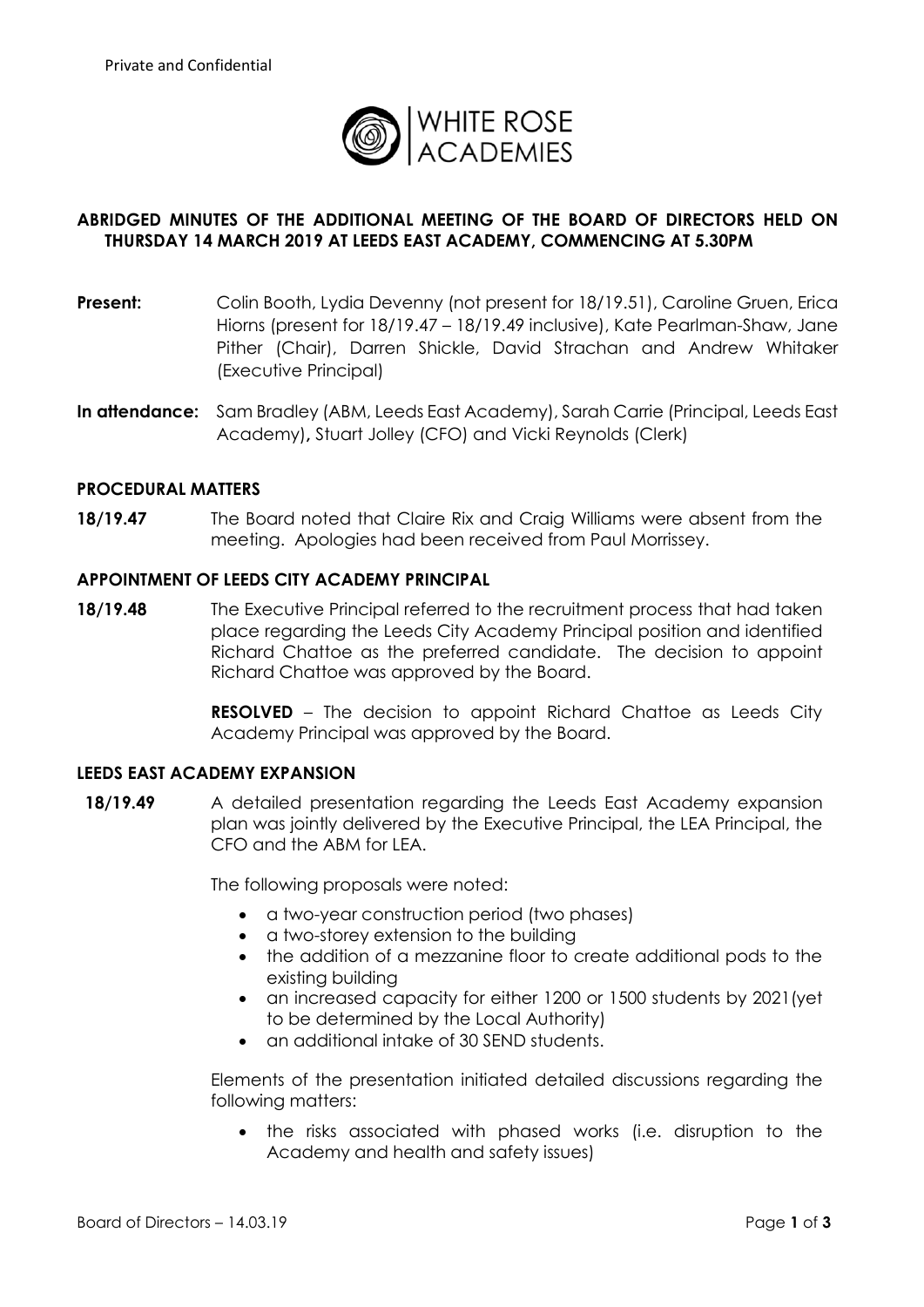Private and Confidential

WHITE ROSE ACADEMIES

**ABRIDGED MINUTES OF THE ADDITIONAL MEETING OF THE BOARD OF DIRECTORS HELD ON THURSDAY 14 MARCH 2019 AT LEEDS EAST ACADEMY, COMMENCING AT 5.30PM**

**Present:** Colin Booth, Lydia Devenny (not present for 18/19.51), Caroline Gruen, Erica Hiorns (present for 18/19.47 – 18/19.49 inclusive), Kate Pearlman-Shaw, Jane Pither (Chair), Darren Shickle, David Strachan and Andrew Whitaker (Executive Principal)

**In attendance:** Sam Bradley (ABM, Leeds East Academy), Sarah Carrie (Principal, Leeds East Academy)**,** Stuart Jolley (CFO) and Vicki Reynolds (Clerk)

## PROCEDURAL MATTERS

**18/19.47** The Board noted that Claire Rix and Craig Williams were absent from the meeting. Apologies had been received from Paul Morrissey.

## APPOINTMENT OF LEEDS CITY ACADEMY PRINCIPAL

**18/19.48** The Executive Principal referred to the recruitment process that had taken place regarding the Leeds City Academy Principal position and identified Richard Chattoe as the preferred candidate. The decision to appoint Richard Chattoe was approved by the Board.

**RESOLVED** – The decision to appoint Richard Chattoe as Leeds City Academy Principal was approved by the Board.

## LEEDS EAST ACADEMY EXPANSION

**18/19.49** A detailed presentation regarding the Leeds East Academy expansion plan was jointly delivered by the Executive Principal, the LEA Principal, the CFO and the ABM for LEA.

The following proposals were noted:

- a two-year construction period (two phases)
- a two-storey extension to the building
- the addition of a mezzanine floor to create additional pods to the existing building
- an increased capacity for either 1200 or 1500 students by 2021(yet to be determined by the Local Authority)
- an additional intake of 30 SEND students.

Elements of the presentation initiated detailed discussions regarding the following matters:

- the risks associated with phased works (i.e. disruption to the Academy and health and safety issues)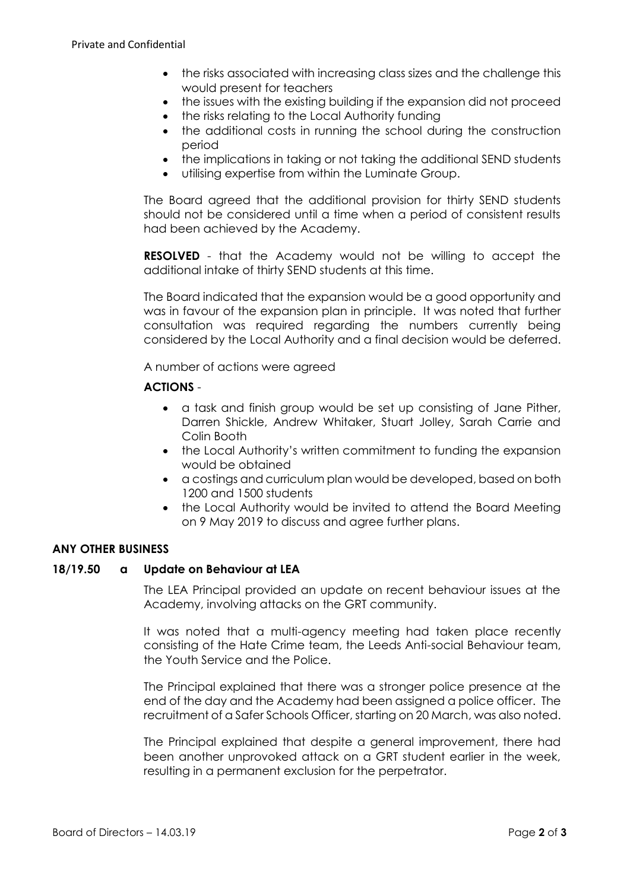- the risks associated with increasing class sizes and the challenge this would present for teachers
- the issues with the existing building if the expansion did not proceed
- the risks relating to the Local Authority funding
- the additional costs in running the school during the construction period
- the implications in taking or not taking the additional SEND students
- utilising expertise from within the Luminate Group.

The Board agreed that the additional provision for thirty SEND students should not be considered until a time when a period of consistent results had been achieved by the Academy.

**RESOLVED** - that the Academy would not be willing to accept the additional intake of thirty SEND students at this time.

The Board indicated that the expansion would be a good opportunity and was in favour of the expansion plan in principle. It was noted that further consultation was required regarding the numbers currently being considered by the Local Authority and a final decision would be deferred.

A number of actions were agreed

**ACTIONS** -

- a task and finish group would be set up consisting of Jane Pither, Darren Shickle, Andrew Whitaker, Stuart Jolley, Sarah Carrie and Colin Booth
- the Local Authority's written commitment to funding the expansion would be obtained
- a costings and curriculum plan would be developed, based on both 1200 and 1500 students
- the Local Authority would be invited to attend the Board Meeting on 9 May 2019 to discuss and agree further plans.

**ANY OTHER BUSINESS**

**18/19.50 a Update on Behaviour at LEA**

The LEA Principal provided an update on recent behaviour issues at the Academy, involving attacks on the GRT community.

It was noted that a multi-agency meeting had taken place recently consisting of the Hate Crime team, the Leeds Anti-social Behaviour team, the Youth Service and the Police.

The Principal explained that there was a stronger police presence at the end of the day and the Academy had been assigned a police officer. The recruitment of a Safer Schools Officer, starting on 20 March, was also noted.

The Principal explained that despite a general improvement, there had been another unprovoked attack on a GRT student earlier in the week, resulting in a permanent exclusion for the perpetrator.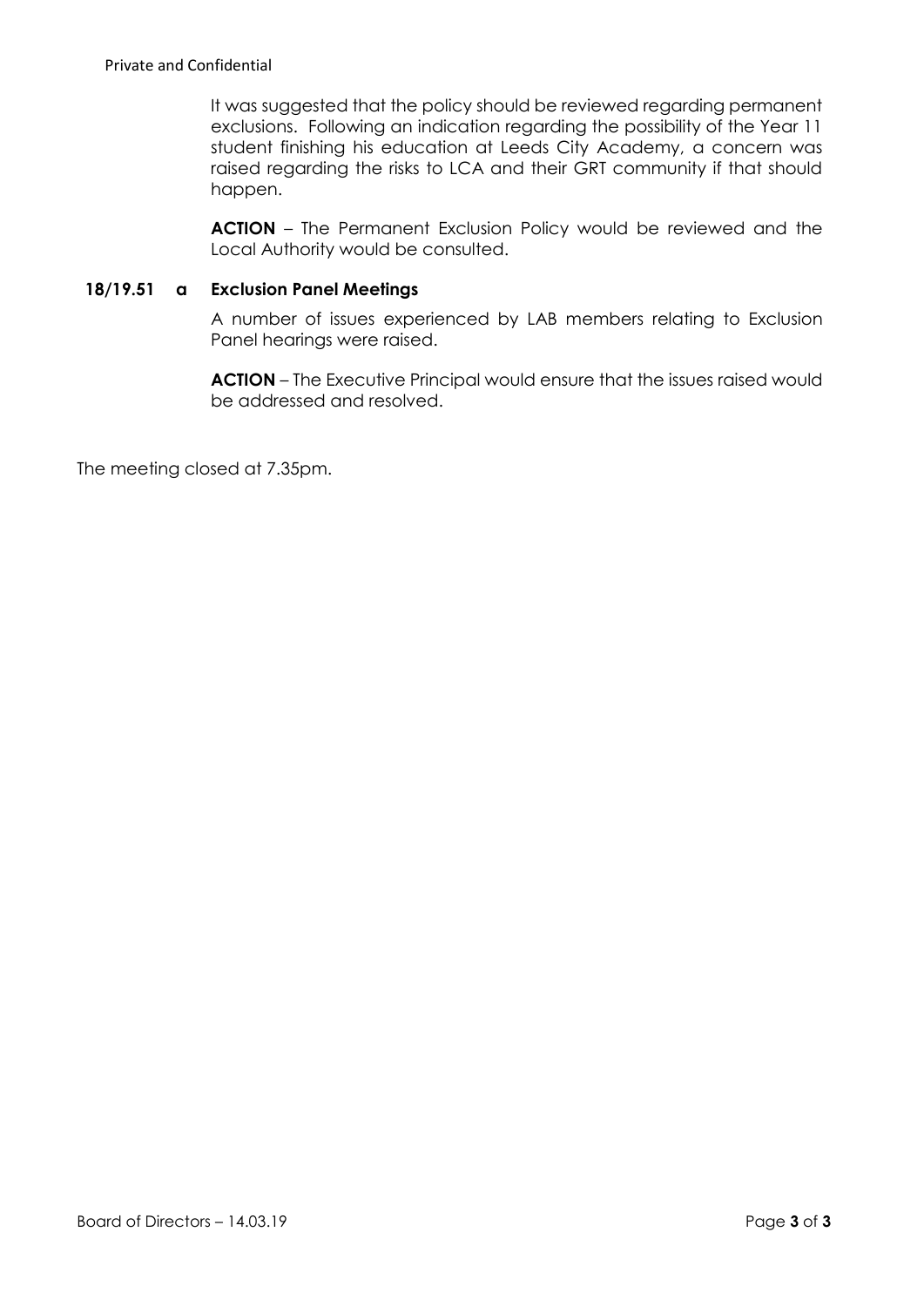It was suggested that the policy should be reviewed regarding permanent exclusions. Following an indication regarding the possibility of the Year 11 student finishing his education at Leeds City Academy, a concern was raised regarding the risks to LCA and their GRT community if that should happen.

**ACTION** – The Permanent Exclusion Policy would be reviewed and the Local Authority would be consulted.

### 18/19.51 a Exclusion Panel Meetings

A number of issues experienced by LAB members relating to Exclusion Panel hearings were raised.

**ACTION** – The Executive Principal would ensure that the issues raised would be addressed and resolved.

The meeting closed at 7.35pm.